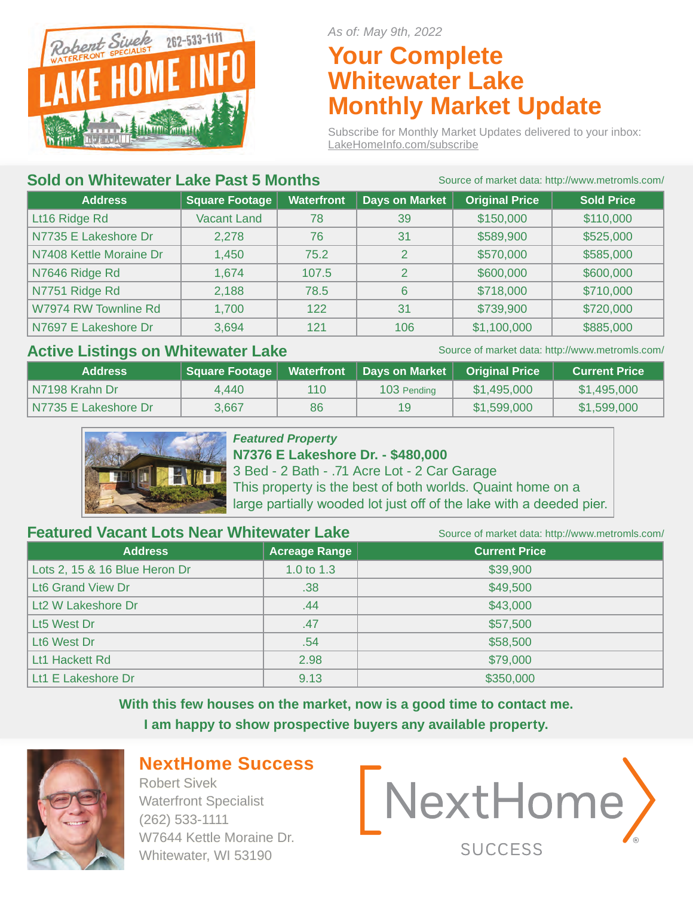Robert Sivek 262-533-1111
WATERFRONT SPECIALIST
LAKE HOME INFO

*As of: May 9th, 2022*

# Your Complete Whitewater Lake Monthly Market Update

Subscribe for Monthly Market Updates delivered to your inbox: LakeHomeInfo.com/subscribe

## Sold on Whitewater Lake Past 5 Months

Source of market data: http://www.metromls.com/

| Address | Square Footage | Waterfront | Days on Market | Original Price | Sold Price |
|---|---|---|---|---|---|
| Lt16 Ridge Rd | Vacant Land | 78 | 39 | $150,000 | $110,000 |
| N7735 E Lakeshore Dr | 2,278 | 76 | 31 | $589,900 | $525,000 |
| N7408 Kettle Moraine Dr | 1,450 | 75.2 | 2 | $570,000 | $585,000 |
| N7646 Ridge Rd | 1,674 | 107.5 | 2 | $600,000 | $600,000 |
| N7751 Ridge Rd | 2,188 | 78.5 | 6 | $718,000 | $710,000 |
| W7974 RW Townline Rd | 1,700 | 122 | 31 | $739,900 | $720,000 |
| N7697 E Lakeshore Dr | 3,694 | 121 | 106 | $1,100,000 | $885,000 |

## Active Listings on Whitewater Lake

Source of market data: http://www.metromls.com/

| Address | Square Footage | Waterfront | Days on Market | Original Price | Current Price |
|---|---|---|---|---|---|
| N7198 Krahn Dr | 4,440 | 110 | 103 Pending | $1,495,000 | $1,495,000 |
| N7735 E Lakeshore Dr | 3,667 | 86 | 19 | $1,599,000 | $1,599,000 |

***Featured Property***
**N7376 E Lakeshore Dr. - $480,000**
3 Bed - 2 Bath - .71 Acre Lot - 2 Car Garage
This property is the best of both worlds. Quaint home on a large partially wooded lot just off of the lake with a deeded pier.

## Featured Vacant Lots Near Whitewater Lake

Source of market data: http://www.metromls.com/

| Address | Acreage Range | Current Price |
|---|---|---|
| Lots 2, 15 & 16 Blue Heron Dr | 1.0 to 1.3 | $39,900 |
| Lt6 Grand View Dr | .38 | $49,500 |
| Lt2 W Lakeshore Dr | .44 | $43,000 |
| Lt5 West Dr | .47 | $57,500 |
| Lt6 West Dr | .54 | $58,500 |
| Lt1 Hackett Rd | 2.98 | $79,000 |
| Lt1 E Lakeshore Dr | 9.13 | $350,000 |

**With this few houses on the market, now is a good time to contact me.**
**I am happy to show prospective buyers any available property.**

## NextHome Success

Robert Sivek
Waterfront Specialist
(262) 533-1111
W7644 Kettle Moraine Dr.
Whitewater, WI 53190

NextHome SUCCESS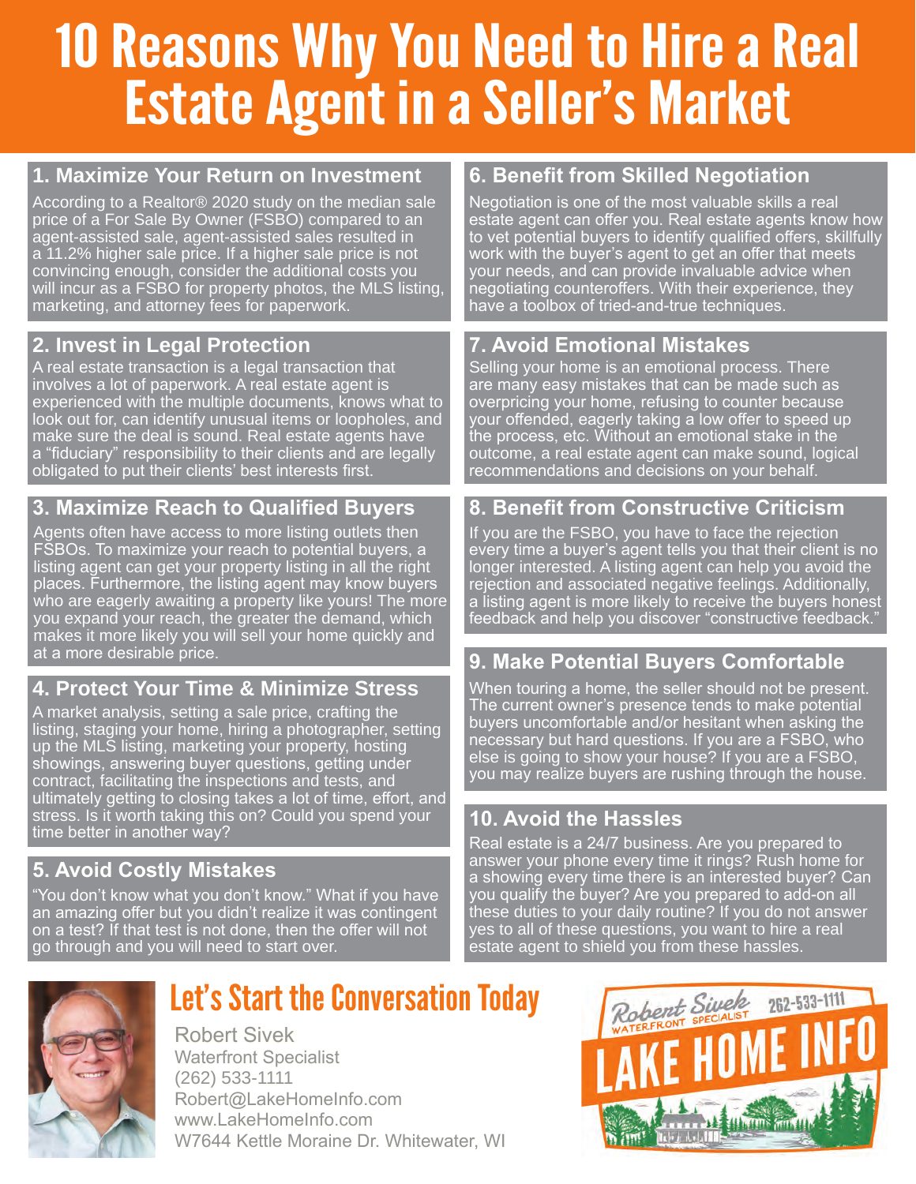# 10 Reasons Why You Need to Hire a Real Estate Agent in a Seller's Market

## 1. Maximize Your Return on Investment

According to a Realtor® 2020 study on the median sale price of a For Sale By Owner (FSBO) compared to an agent-assisted sale, agent-assisted sales resulted in a 11.2% higher sale price. If a higher sale price is not convincing enough, consider the additional costs you will incur as a FSBO for property photos, the MLS listing, marketing, and attorney fees for paperwork.

## 2. Invest in Legal Protection

A real estate transaction is a legal transaction that involves a lot of paperwork. A real estate agent is experienced with the multiple documents, knows what to look out for, can identify unusual items or loopholes, and make sure the deal is sound. Real estate agents have a "fiduciary" responsibility to their clients and are legally obligated to put their clients' best interests first.

## 3. Maximize Reach to Qualified Buyers

Agents often have access to more listing outlets then FSBOs. To maximize your reach to potential buyers, a listing agent can get your property listing in all the right places. Furthermore, the listing agent may know buyers who are eagerly awaiting a property like yours! The more you expand your reach, the greater the demand, which makes it more likely you will sell your home quickly and at a more desirable price.

## 4. Protect Your Time & Minimize Stress

A market analysis, setting a sale price, crafting the listing, staging your home, hiring a photographer, setting up the MLS listing, marketing your property, hosting showings, answering buyer questions, getting under contract, facilitating the inspections and tests, and ultimately getting to closing takes a lot of time, effort, and stress. Is it worth taking this on? Could you spend your time better in another way?

## 5. Avoid Costly Mistakes

"You don't know what you don't know." What if you have an amazing offer but you didn't realize it was contingent on a test? If that test is not done, then the offer will not go through and you will need to start over.

## 6. Benefit from Skilled Negotiation

Negotiation is one of the most valuable skills a real estate agent can offer you. Real estate agents know how to vet potential buyers to identify qualified offers, skillfully work with the buyer's agent to get an offer that meets your needs, and can provide invaluable advice when negotiating counteroffers. With their experience, they have a toolbox of tried-and-true techniques.

## 7. Avoid Emotional Mistakes

Selling your home is an emotional process. There are many easy mistakes that can be made such as overpricing your home, refusing to counter because your offended, eagerly taking a low offer to speed up the process, etc. Without an emotional stake in the outcome, a real estate agent can make sound, logical recommendations and decisions on your behalf.

## 8. Benefit from Constructive Criticism

If you are the FSBO, you have to face the rejection every time a buyer's agent tells you that their client is no longer interested. A listing agent can help you avoid the rejection and associated negative feelings. Additionally, a listing agent is more likely to receive the buyers honest feedback and help you discover "constructive feedback."

## 9. Make Potential Buyers Comfortable

When touring a home, the seller should not be present. The current owner's presence tends to make potential buyers uncomfortable and/or hesitant when asking the necessary but hard questions. If you are a FSBO, who else is going to show your house? If you are a FSBO, you may realize buyers are rushing through the house.

## 10. Avoid the Hassles

Real estate is a 24/7 business. Are you prepared to answer your phone every time it rings? Rush home for a showing every time there is an interested buyer? Can you qualify the buyer? Are you prepared to add-on all these duties to your daily routine? If you do not answer yes to all of these questions, you want to hire a real estate agent to shield you from these hassles.

## Let's Start the Conversation Today

Robert Sivek
Waterfront Specialist
(262) 533-1111
Robert@LakeHomeInfo.com
www.LakeHomeInfo.com
W7644 Kettle Moraine Dr. Whitewater, WI

Robert Sivek Waterfront Specialist 262-533-1111
LAKE HOME INFO